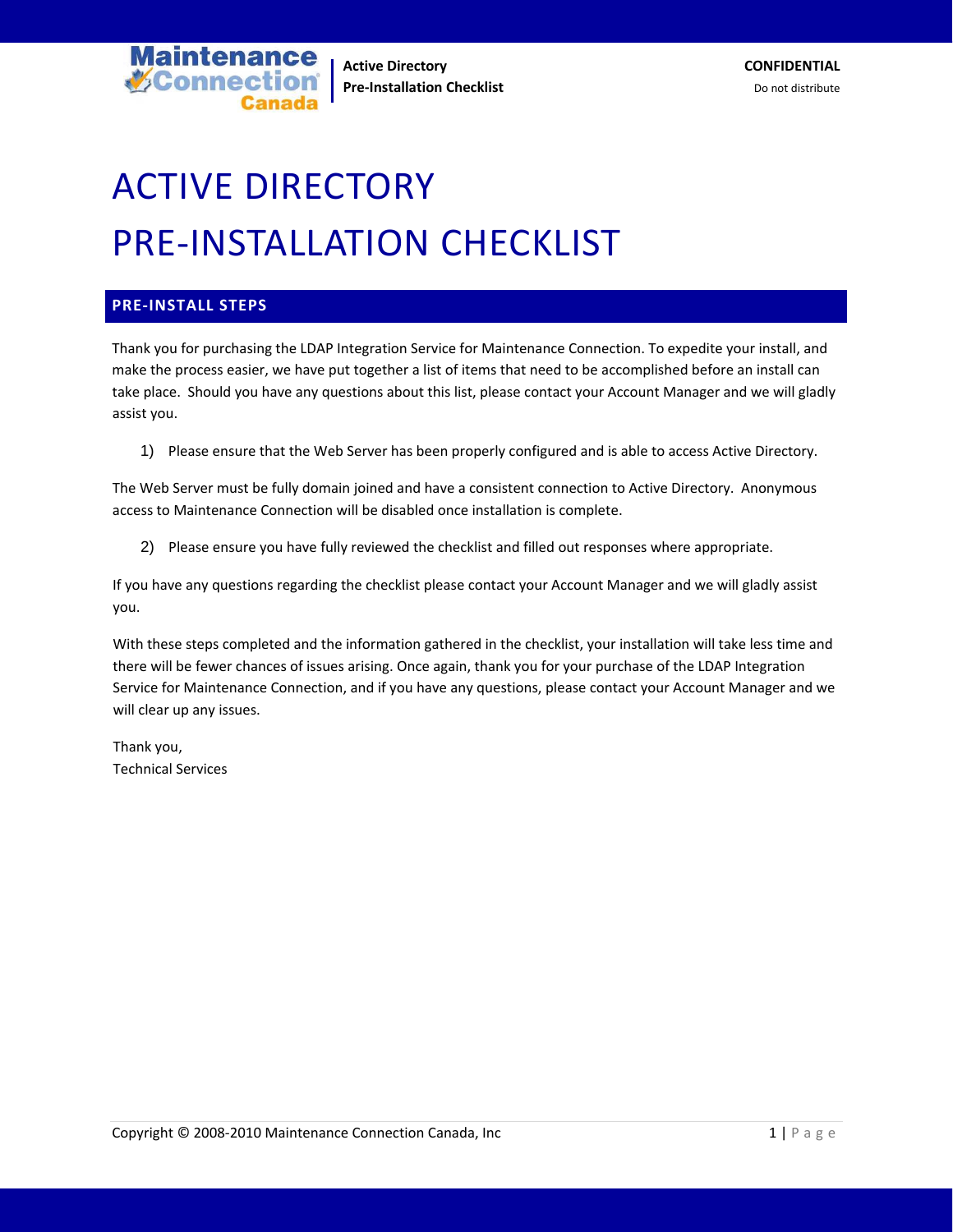# ACTIVE DIRECTORY PRE-INSTALLATION CHECKLIST

## PRE-INSTALL STEPS

Thank you for purchasing the LDAP Integration Service for Maintenance Connection. To expedite your install, and make the process easier, we have put together a list of items that need to be accomplished before an install can take place. Should you have any questions about this list, please contact your Account Manager and we will gladly assist you.

1) Please ensure that the Web Server has been properly configured and is able to access Active Directory.

The Web Server must be fully domain joined and have a consistent connection to Active Directory. Anonymous access to Maintenance Connection will be disabled once installation is complete.

2) Please ensure you have fully reviewed the checklist and filled out responses where appropriate.

If you have any questions regarding the checklist please contact your Account Manager and we will gladly assist you.

With these steps completed and the information gathered in the checklist, your installation will take less time and there will be fewer chances of issues arising. Once again, thank you for your purchase of the LDAP Integration Service for Maintenance Connection, and if you have any questions, please contact your Account Manager and we will clear up any issues.

Thank you,
Technical Services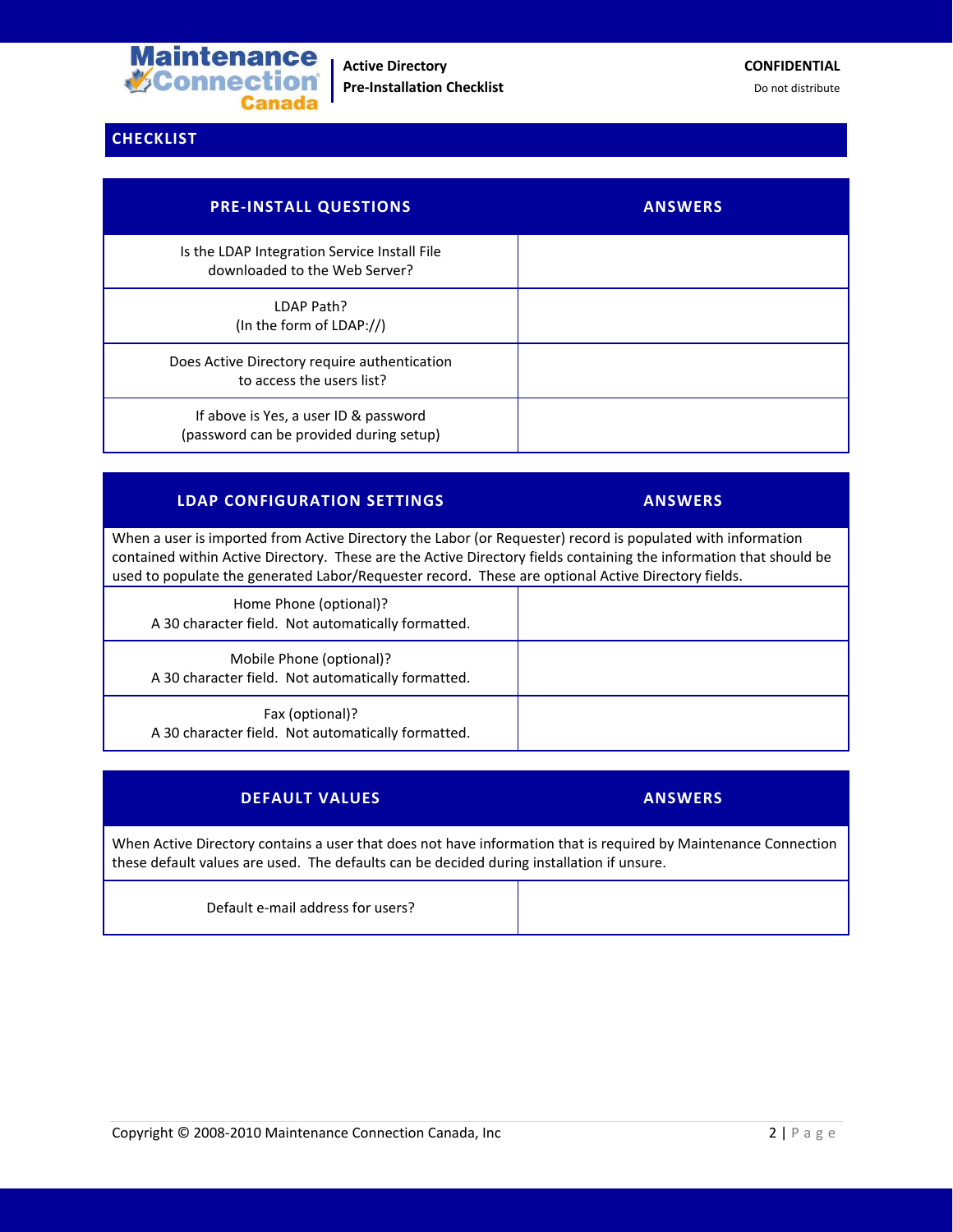## CHECKLIST

| PRE-INSTALL QUESTIONS | ANSWERS |
|---|---|
| Is the LDAP Integration Service Install File downloaded to the Web Server? | |
| LDAP Path? (In the form of LDAP://) | |
| Does Active Directory require authentication to access the users list? | |
| If above is Yes, a user ID & password (password can be provided during setup) | |

| LDAP CONFIGURATION SETTINGS | ANSWERS |
|---|---|
| When a user is imported from Active Directory the Labor (or Requester) record is populated with information contained within Active Directory. These are the Active Directory fields containing the information that should be used to populate the generated Labor/Requester record. These are optional Active Directory fields. | |
| Home Phone (optional)? A 30 character field. Not automatically formatted. | |
| Mobile Phone (optional)? A 30 character field. Not automatically formatted. | |
| Fax (optional)? A 30 character field. Not automatically formatted. | |

| DEFAULT VALUES | ANSWERS |
|---|---|
| When Active Directory contains a user that does not have information that is required by Maintenance Connection these default values are used. The defaults can be decided during installation if unsure. | |
| Default e-mail address for users? | |

Copyright © 2008-2010 Maintenance Connection Canada, Inc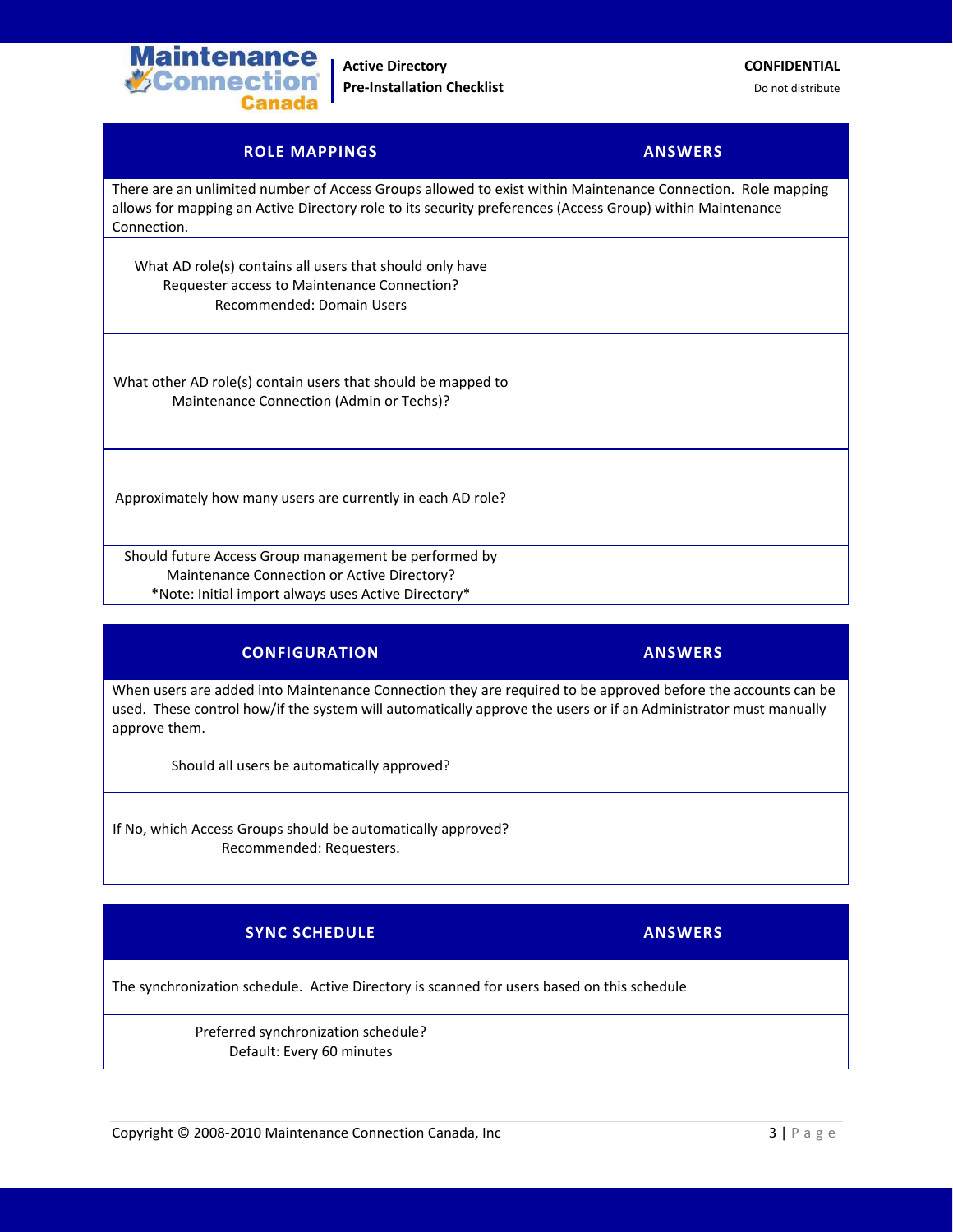| ROLE MAPPINGS | ANSWERS |
| --- | --- |
| There are an unlimited number of Access Groups allowed to exist within Maintenance Connection. Role mapping allows for mapping an Active Directory role to its security preferences (Access Group) within Maintenance Connection. | |
| What AD role(s) contains all users that should only have Requester access to Maintenance Connection? Recommended: Domain Users | |
| What other AD role(s) contain users that should be mapped to Maintenance Connection (Admin or Techs)? | |
| Approximately how many users are currently in each AD role? | |
| Should future Access Group management be performed by Maintenance Connection or Active Directory? *Note: Initial import always uses Active Directory* | |

| CONFIGURATION | ANSWERS |
| --- | --- |
| When users are added into Maintenance Connection they are required to be approved before the accounts can be used. These control how/if the system will automatically approve the users or if an Administrator must manually approve them. | |
| Should all users be automatically approved? | |
| If No, which Access Groups should be automatically approved? Recommended: Requesters. | |

| SYNC SCHEDULE | ANSWERS |
| --- | --- |
| The synchronization schedule. Active Directory is scanned for users based on this schedule | |
| Preferred synchronization schedule? Default: Every 60 minutes | |

Copyright © 2008-2010 Maintenance Connection Canada, Inc